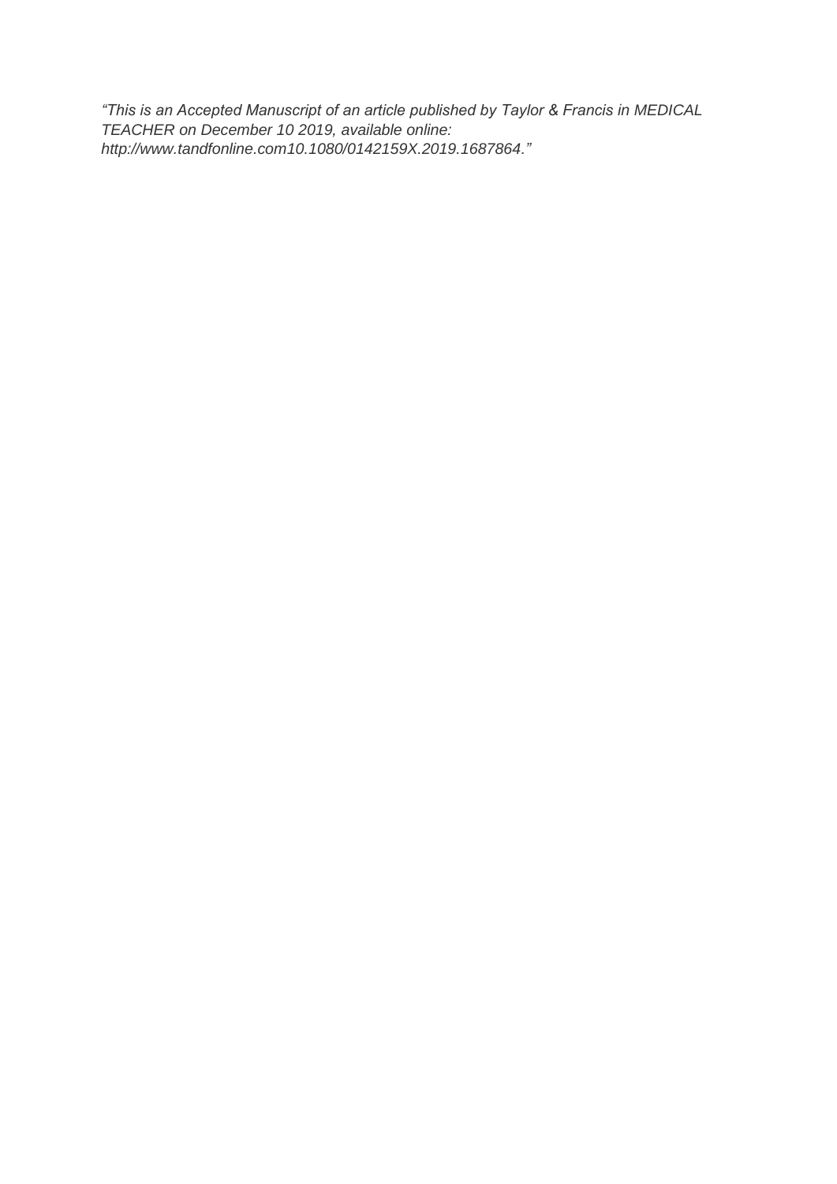*“This is an Accepted Manuscript of an article published by Taylor & Francis in MEDICAL TEACHER on December 10 2019, available online: http://www.tandfonline.com10.1080/0142159X.2019.1687864.”*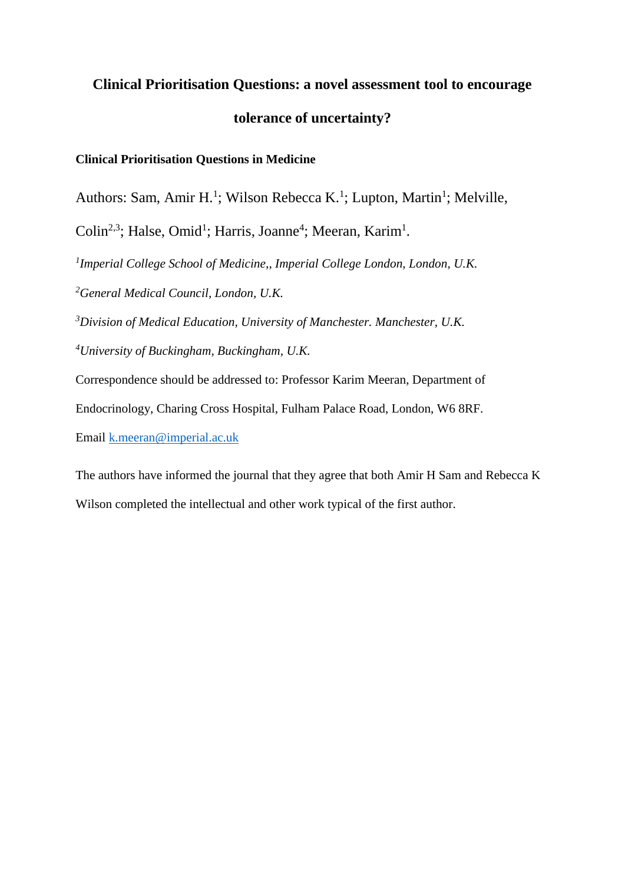# Clinical Prioritisation Questions: a novel assessment tool to encourage tolerance of uncertainty?

**Clinical Prioritisation Questions in Medicine**

Authors: Sam, Amir H.[1]; Wilson Rebecca K.[1]; Lupton, Martin[1]; Melville, Colin[2,3]; Halse, Omid[1]; Harris, Joanne[4]; Meeran, Karim[1].

[1]*Imperial College School of Medicine,, Imperial College London, London, U.K.*

[2]*General Medical Council, London, U.K.*

[3]*Division of Medical Education, University of Manchester. Manchester, U.K.*

[4]*University of Buckingham, Buckingham, U.K.*

Correspondence should be addressed to: Professor Karim Meeran, Department of Endocrinology, Charing Cross Hospital, Fulham Palace Road, London, W6 8RF.

Email k.meeran@imperial.ac.uk

The authors have informed the journal that they agree that both Amir H Sam and Rebecca K Wilson completed the intellectual and other work typical of the first author.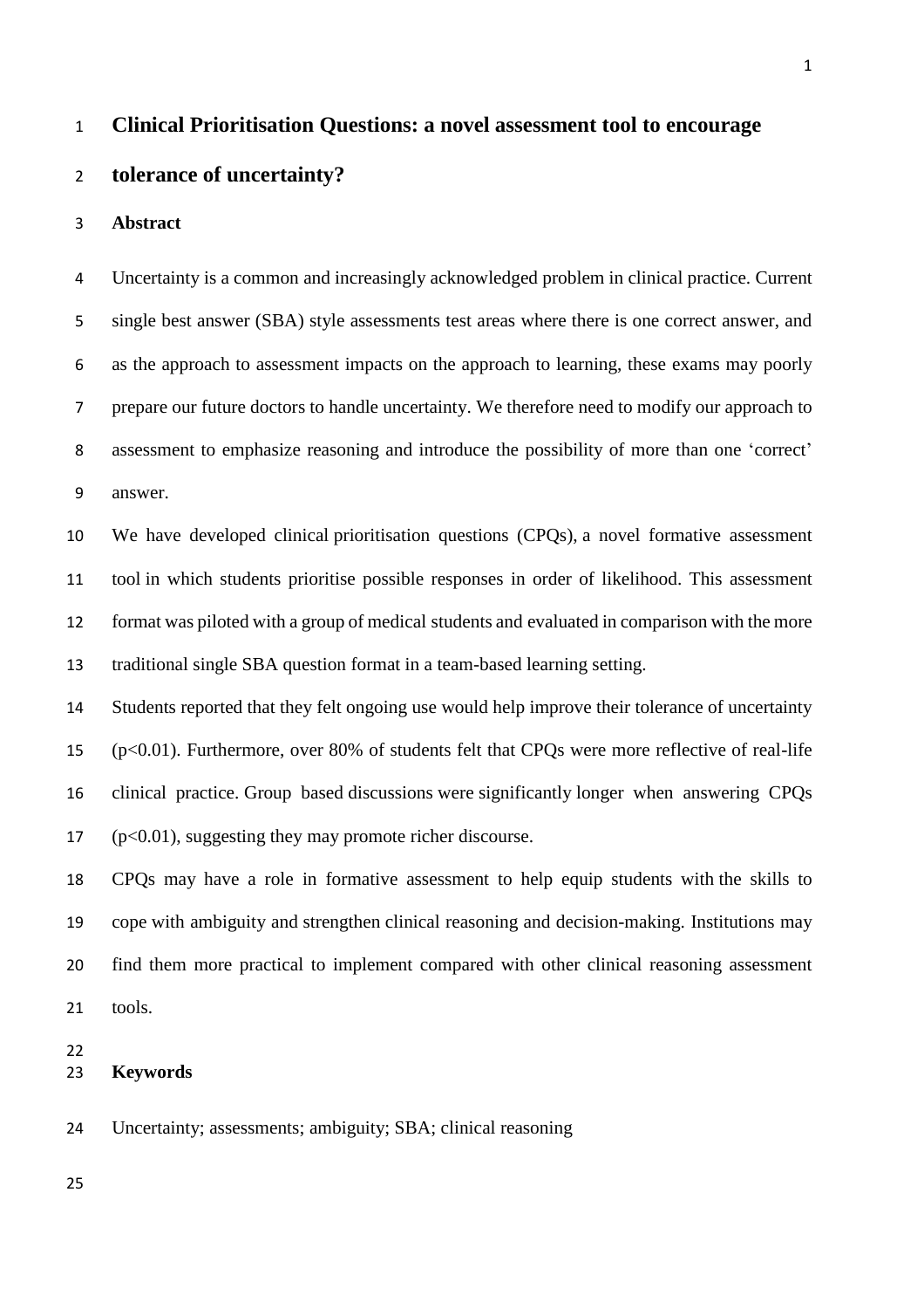# Clinical Prioritisation Questions: a novel assessment tool to encourage tolerance of uncertainty?

## Abstract

Uncertainty is a common and increasingly acknowledged problem in clinical practice. Current single best answer (SBA) style assessments test areas where there is one correct answer, and as the approach to assessment impacts on the approach to learning, these exams may poorly prepare our future doctors to handle uncertainty. We therefore need to modify our approach to assessment to emphasize reasoning and introduce the possibility of more than one 'correct' answer.

We have developed clinical prioritisation questions (CPQs), a novel formative assessment tool in which students prioritise possible responses in order of likelihood. This assessment format was piloted with a group of medical students and evaluated in comparison with the more traditional single SBA question format in a team-based learning setting.

Students reported that they felt ongoing use would help improve their tolerance of uncertainty ($p<0.01$). Furthermore, over 80% of students felt that CPQs were more reflective of real-life clinical practice. Group based discussions were significantly longer when answering CPQs ($p<0.01$), suggesting they may promote richer discourse.

CPQs may have a role in formative assessment to help equip students with the skills to cope with ambiguity and strengthen clinical reasoning and decision-making. Institutions may find them more practical to implement compared with other clinical reasoning assessment tools.

## Keywords

Uncertainty; assessments; ambiguity; SBA; clinical reasoning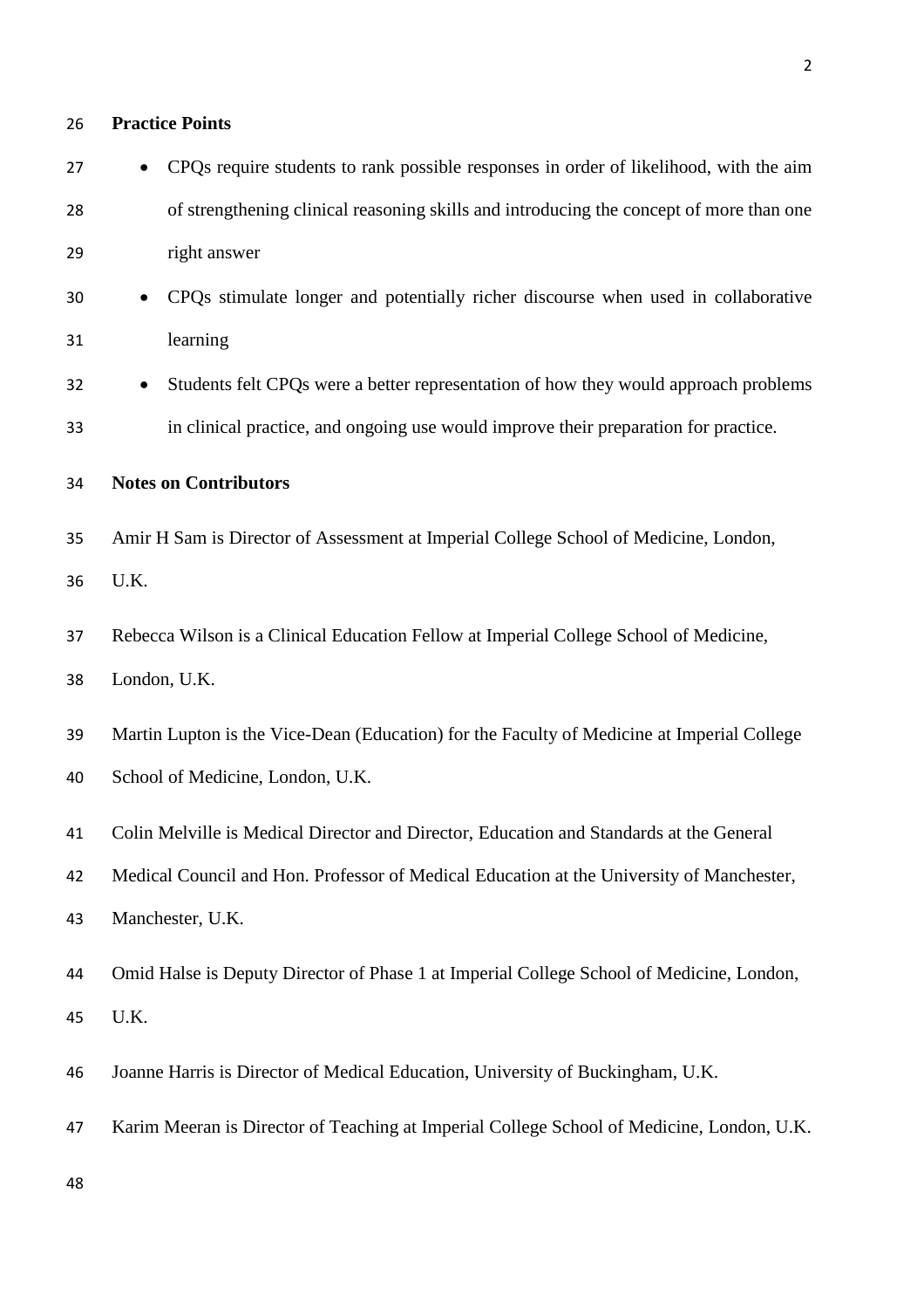**Practice Points**

- CPQs require students to rank possible responses in order of likelihood, with the aim of strengthening clinical reasoning skills and introducing the concept of more than one right answer
- CPQs stimulate longer and potentially richer discourse when used in collaborative learning
- Students felt CPQs were a better representation of how they would approach problems in clinical practice, and ongoing use would improve their preparation for practice.

**Notes on Contributors**

Amir H Sam is Director of Assessment at Imperial College School of Medicine, London, U.K.

Rebecca Wilson is a Clinical Education Fellow at Imperial College School of Medicine, London, U.K.

Martin Lupton is the Vice-Dean (Education) for the Faculty of Medicine at Imperial College School of Medicine, London, U.K.

Colin Melville is Medical Director and Director, Education and Standards at the General Medical Council and Hon. Professor of Medical Education at the University of Manchester, Manchester, U.K.

Omid Halse is Deputy Director of Phase 1 at Imperial College School of Medicine, London, U.K.

Joanne Harris is Director of Medical Education, University of Buckingham, U.K.

Karim Meeran is Director of Teaching at Imperial College School of Medicine, London, U.K.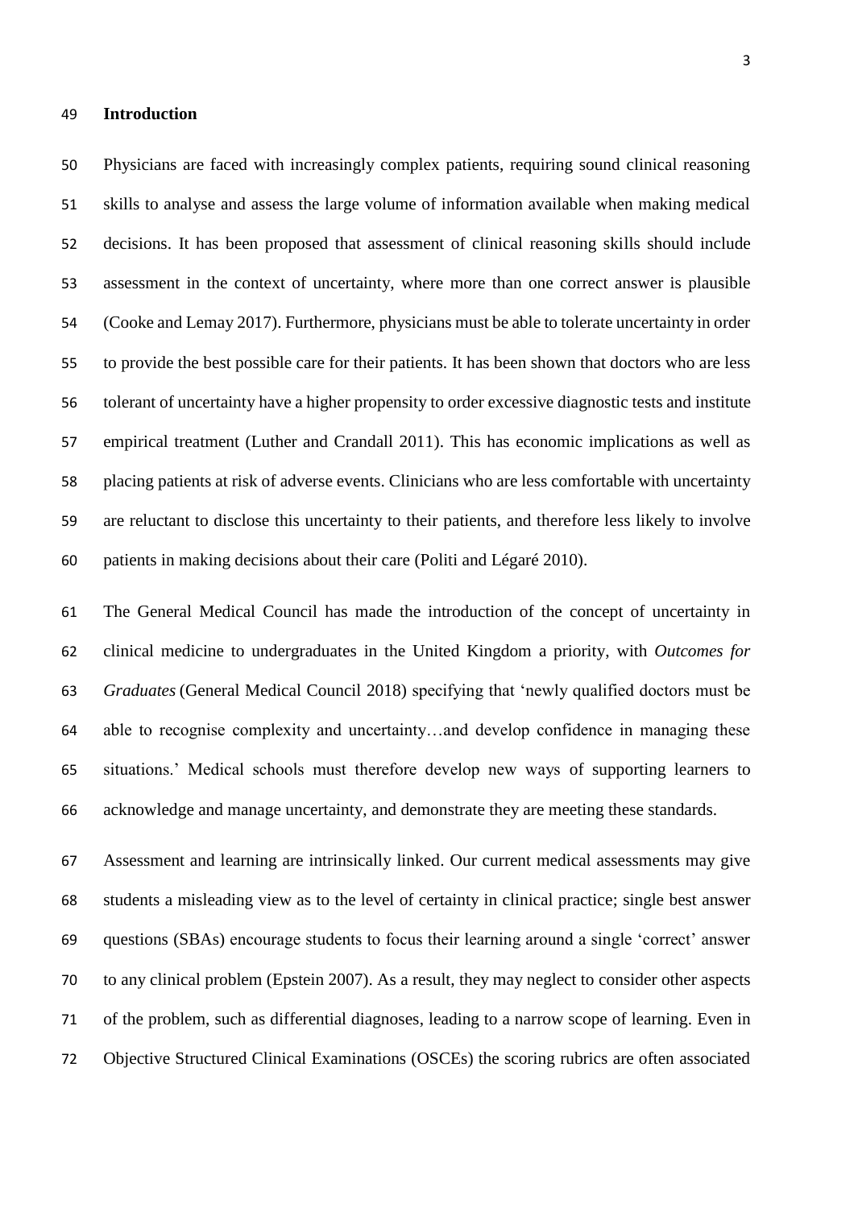## Introduction

Physicians are faced with increasingly complex patients, requiring sound clinical reasoning skills to analyse and assess the large volume of information available when making medical decisions. It has been proposed that assessment of clinical reasoning skills should include assessment in the context of uncertainty, where more than one correct answer is plausible (Cooke and Lemay 2017). Furthermore, physicians must be able to tolerate uncertainty in order to provide the best possible care for their patients. It has been shown that doctors who are less tolerant of uncertainty have a higher propensity to order excessive diagnostic tests and institute empirical treatment (Luther and Crandall 2011). This has economic implications as well as placing patients at risk of adverse events. Clinicians who are less comfortable with uncertainty are reluctant to disclose this uncertainty to their patients, and therefore less likely to involve patients in making decisions about their care (Politi and Légaré 2010).

The General Medical Council has made the introduction of the concept of uncertainty in clinical medicine to undergraduates in the United Kingdom a priority, with *Outcomes for Graduates* (General Medical Council 2018) specifying that 'newly qualified doctors must be able to recognise complexity and uncertainty…and develop confidence in managing these situations.' Medical schools must therefore develop new ways of supporting learners to acknowledge and manage uncertainty, and demonstrate they are meeting these standards.

Assessment and learning are intrinsically linked. Our current medical assessments may give students a misleading view as to the level of certainty in clinical practice; single best answer questions (SBAs) encourage students to focus their learning around a single 'correct' answer to any clinical problem (Epstein 2007). As a result, they may neglect to consider other aspects of the problem, such as differential diagnoses, leading to a narrow scope of learning. Even in Objective Structured Clinical Examinations (OSCEs) the scoring rubrics are often associated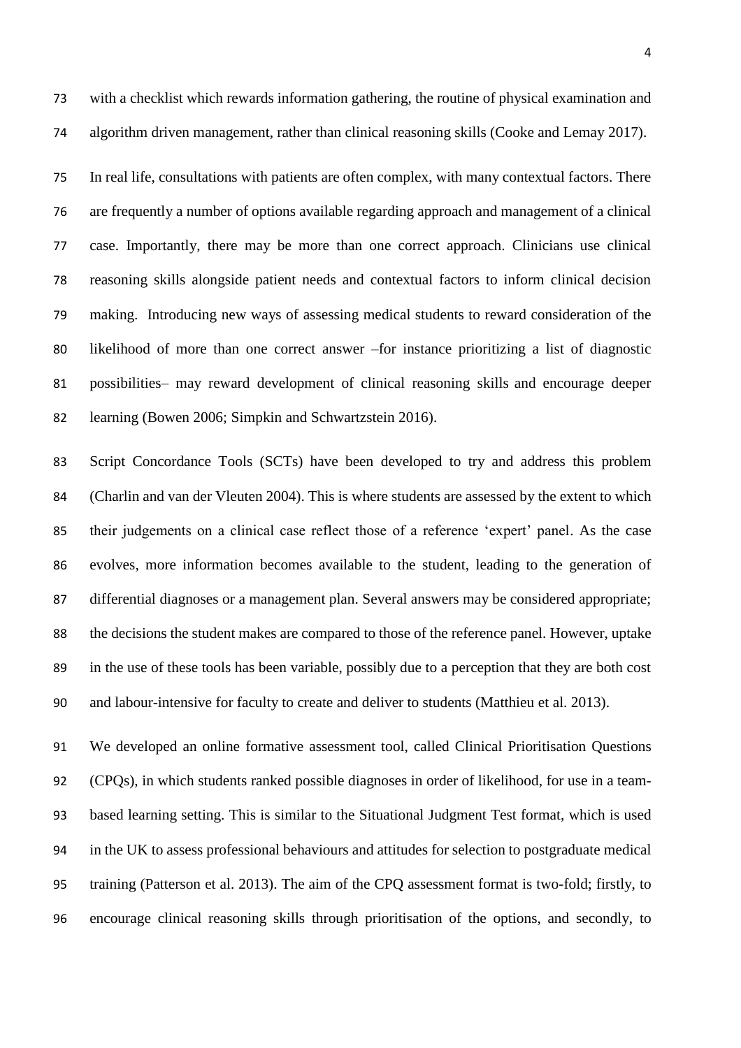with a checklist which rewards information gathering, the routine of physical examination and algorithm driven management, rather than clinical reasoning skills (Cooke and Lemay 2017).

In real life, consultations with patients are often complex, with many contextual factors. There are frequently a number of options available regarding approach and management of a clinical case. Importantly, there may be more than one correct approach. Clinicians use clinical reasoning skills alongside patient needs and contextual factors to inform clinical decision making. Introducing new ways of assessing medical students to reward consideration of the likelihood of more than one correct answer –for instance prioritizing a list of diagnostic possibilities– may reward development of clinical reasoning skills and encourage deeper learning (Bowen 2006; Simpkin and Schwartzstein 2016).

Script Concordance Tools (SCTs) have been developed to try and address this problem (Charlin and van der Vleuten 2004). This is where students are assessed by the extent to which their judgements on a clinical case reflect those of a reference 'expert' panel. As the case evolves, more information becomes available to the student, leading to the generation of differential diagnoses or a management plan. Several answers may be considered appropriate; the decisions the student makes are compared to those of the reference panel. However, uptake in the use of these tools has been variable, possibly due to a perception that they are both cost and labour-intensive for faculty to create and deliver to students (Matthieu et al. 2013).

We developed an online formative assessment tool, called Clinical Prioritisation Questions (CPQs), in which students ranked possible diagnoses in order of likelihood, for use in a team-based learning setting. This is similar to the Situational Judgment Test format, which is used in the UK to assess professional behaviours and attitudes for selection to postgraduate medical training (Patterson et al. 2013). The aim of the CPQ assessment format is two-fold; firstly, to encourage clinical reasoning skills through prioritisation of the options, and secondly, to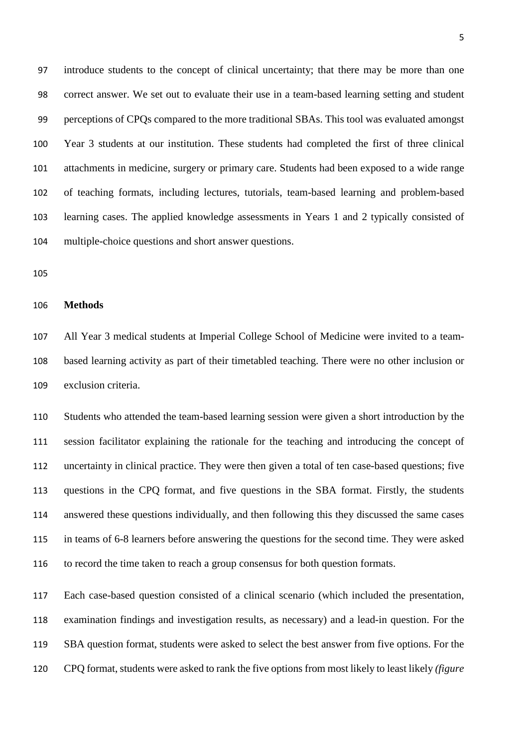introduce students to the concept of clinical uncertainty; that there may be more than one correct answer. We set out to evaluate their use in a team-based learning setting and student perceptions of CPQs compared to the more traditional SBAs. This tool was evaluated amongst Year 3 students at our institution. These students had completed the first of three clinical attachments in medicine, surgery or primary care. Students had been exposed to a wide range of teaching formats, including lectures, tutorials, team-based learning and problem-based learning cases. The applied knowledge assessments in Years 1 and 2 typically consisted of multiple-choice questions and short answer questions.

## Methods

All Year 3 medical students at Imperial College School of Medicine were invited to a team-based learning activity as part of their timetabled teaching. There were no other inclusion or exclusion criteria.

Students who attended the team-based learning session were given a short introduction by the session facilitator explaining the rationale for the teaching and introducing the concept of uncertainty in clinical practice. They were then given a total of ten case-based questions; five questions in the CPQ format, and five questions in the SBA format. Firstly, the students answered these questions individually, and then following this they discussed the same cases in teams of 6-8 learners before answering the questions for the second time. They were asked to record the time taken to reach a group consensus for both question formats.

Each case-based question consisted of a clinical scenario (which included the presentation, examination findings and investigation results, as necessary) and a lead-in question. For the SBA question format, students were asked to select the best answer from five options. For the CPQ format, students were asked to rank the five options from most likely to least likely *(figure*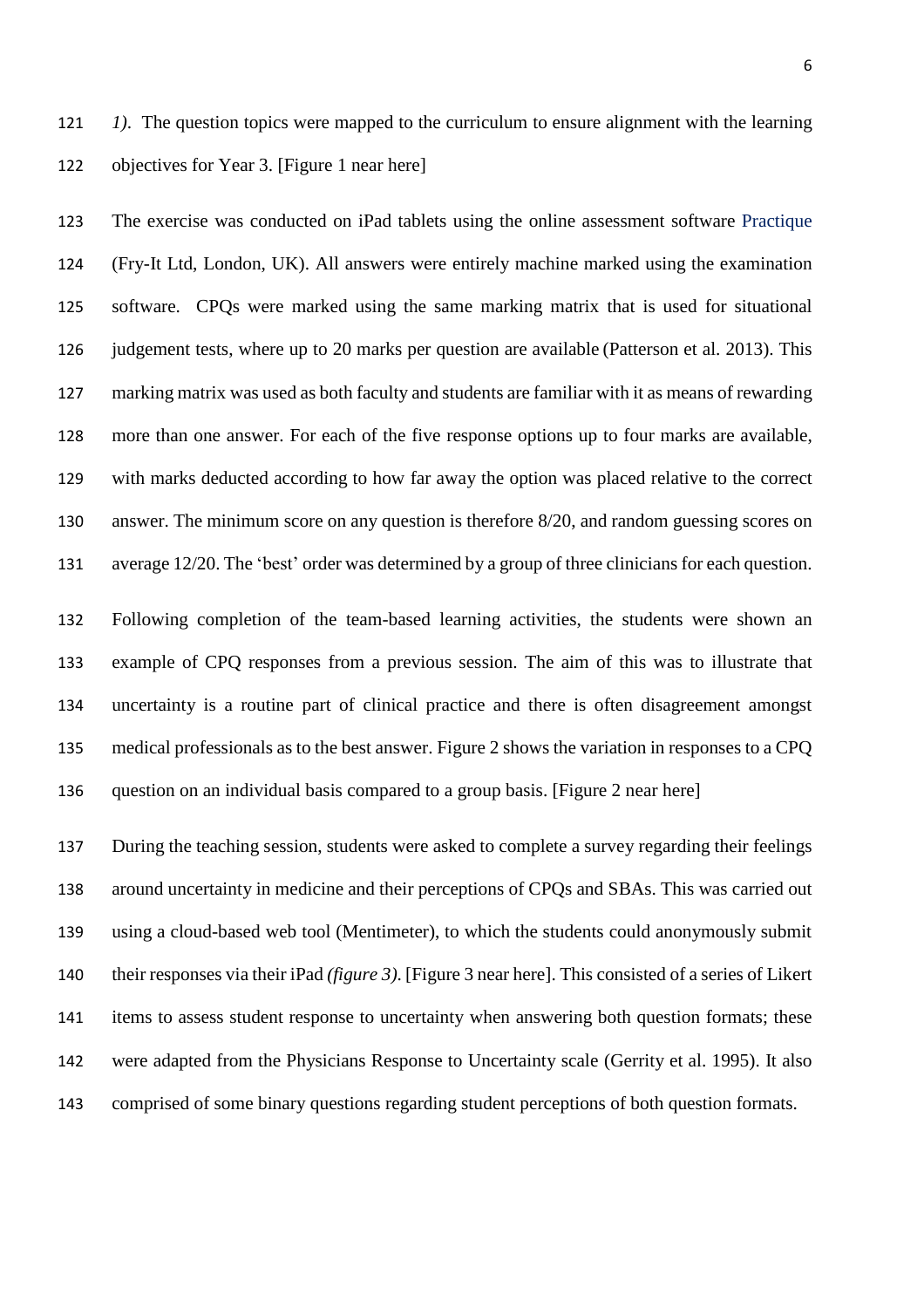*1)*. The question topics were mapped to the curriculum to ensure alignment with the learning objectives for Year 3. [Figure 1 near here]

The exercise was conducted on iPad tablets using the online assessment software Practique (Fry-It Ltd, London, UK). All answers were entirely machine marked using the examination software. CPQs were marked using the same marking matrix that is used for situational judgement tests, where up to 20 marks per question are available (Patterson et al. 2013). This marking matrix was used as both faculty and students are familiar with it as means of rewarding more than one answer. For each of the five response options up to four marks are available, with marks deducted according to how far away the option was placed relative to the correct answer. The minimum score on any question is therefore 8/20, and random guessing scores on average 12/20. The 'best' order was determined by a group of three clinicians for each question.

Following completion of the team-based learning activities, the students were shown an example of CPQ responses from a previous session. The aim of this was to illustrate that uncertainty is a routine part of clinical practice and there is often disagreement amongst medical professionals as to the best answer. Figure 2 shows the variation in responses to a CPQ question on an individual basis compared to a group basis. [Figure 2 near here]

During the teaching session, students were asked to complete a survey regarding their feelings around uncertainty in medicine and their perceptions of CPQs and SBAs. This was carried out using a cloud-based web tool (Mentimeter), to which the students could anonymously submit their responses via their iPad *(figure 3)*. [Figure 3 near here]. This consisted of a series of Likert items to assess student response to uncertainty when answering both question formats; these were adapted from the Physicians Response to Uncertainty scale (Gerrity et al. 1995). It also comprised of some binary questions regarding student perceptions of both question formats.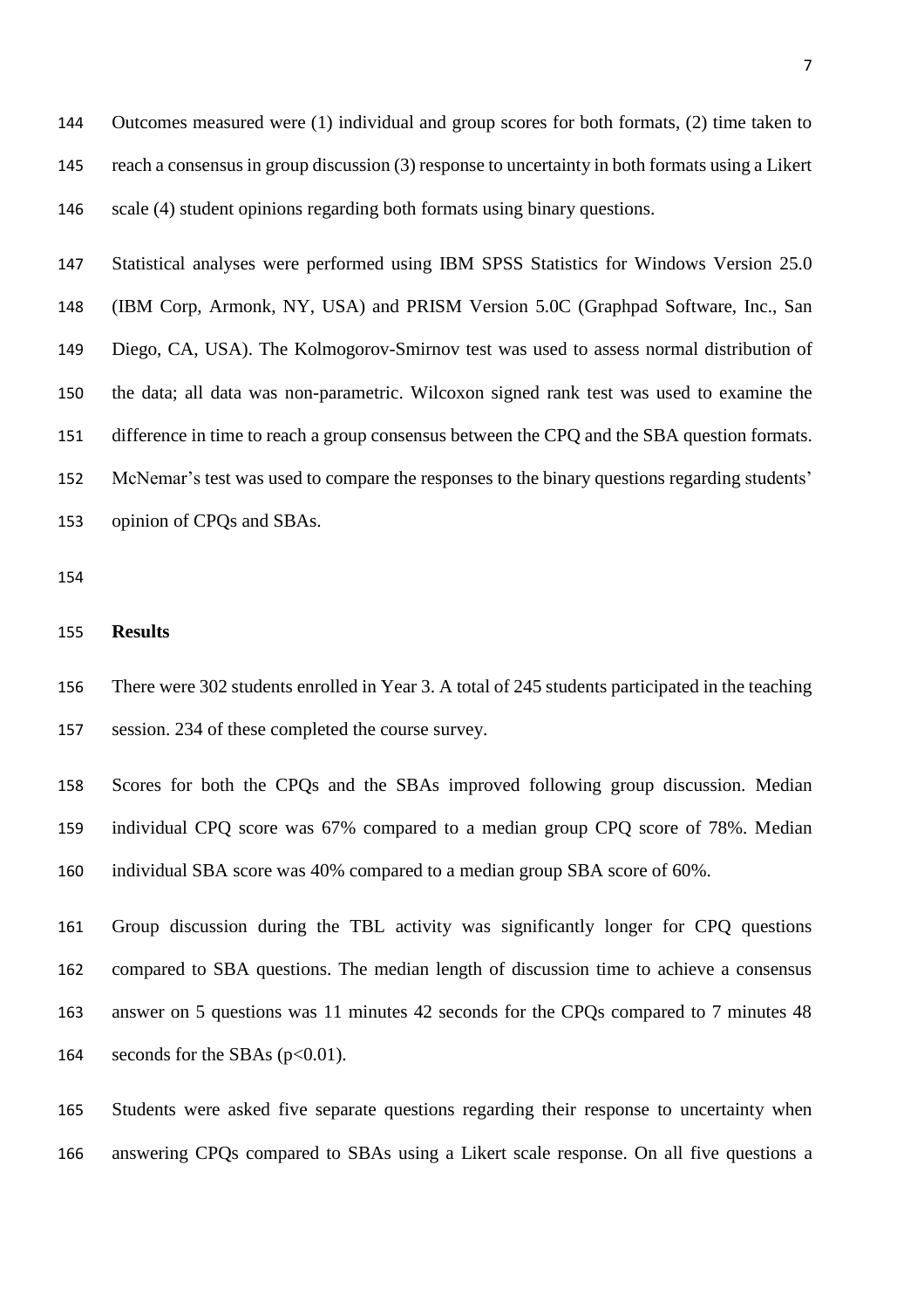Outcomes measured were (1) individual and group scores for both formats, (2) time taken to reach a consensus in group discussion (3) response to uncertainty in both formats using a Likert scale (4) student opinions regarding both formats using binary questions.

Statistical analyses were performed using IBM SPSS Statistics for Windows Version 25.0 (IBM Corp, Armonk, NY, USA) and PRISM Version 5.0C (Graphpad Software, Inc., San Diego, CA, USA). The Kolmogorov-Smirnov test was used to assess normal distribution of the data; all data was non-parametric. Wilcoxon signed rank test was used to examine the difference in time to reach a group consensus between the CPQ and the SBA question formats. McNemar's test was used to compare the responses to the binary questions regarding students' opinion of CPQs and SBAs.

## Results

There were 302 students enrolled in Year 3. A total of 245 students participated in the teaching session. 234 of these completed the course survey.

Scores for both the CPQs and the SBAs improved following group discussion. Median individual CPQ score was 67% compared to a median group CPQ score of 78%. Median individual SBA score was 40% compared to a median group SBA score of 60%.

Group discussion during the TBL activity was significantly longer for CPQ questions compared to SBA questions. The median length of discussion time to achieve a consensus answer on 5 questions was 11 minutes 42 seconds for the CPQs compared to 7 minutes 48 seconds for the SBAs ($p<0.01$).

Students were asked five separate questions regarding their response to uncertainty when answering CPQs compared to SBAs using a Likert scale response. On all five questions a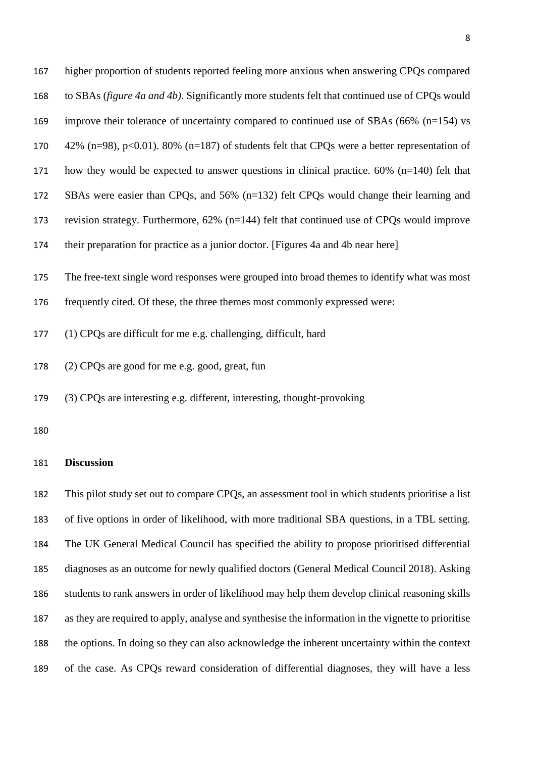higher proportion of students reported feeling more anxious when answering CPQs compared to SBAs (*figure 4a and 4b*). Significantly more students felt that continued use of CPQs would improve their tolerance of uncertainty compared to continued use of SBAs (66% (n=154) vs 42% (n=98), $p<0.01$). 80% (n=187) of students felt that CPQs were a better representation of how they would be expected to answer questions in clinical practice. 60% (n=140) felt that SBAs were easier than CPQs, and 56% (n=132) felt CPQs would change their learning and revision strategy. Furthermore, 62% (n=144) felt that continued use of CPQs would improve their preparation for practice as a junior doctor. [Figures 4a and 4b near here]

The free-text single word responses were grouped into broad themes to identify what was most frequently cited. Of these, the three themes most commonly expressed were:

(1) CPQs are difficult for me e.g. challenging, difficult, hard

(2) CPQs are good for me e.g. good, great, fun

(3) CPQs are interesting e.g. different, interesting, thought-provoking

**Discussion**

This pilot study set out to compare CPQs, an assessment tool in which students prioritise a list of five options in order of likelihood, with more traditional SBA questions, in a TBL setting. The UK General Medical Council has specified the ability to propose prioritised differential diagnoses as an outcome for newly qualified doctors (General Medical Council 2018). Asking students to rank answers in order of likelihood may help them develop clinical reasoning skills as they are required to apply, analyse and synthesise the information in the vignette to prioritise the options. In doing so they can also acknowledge the inherent uncertainty within the context of the case. As CPQs reward consideration of differential diagnoses, they will have a less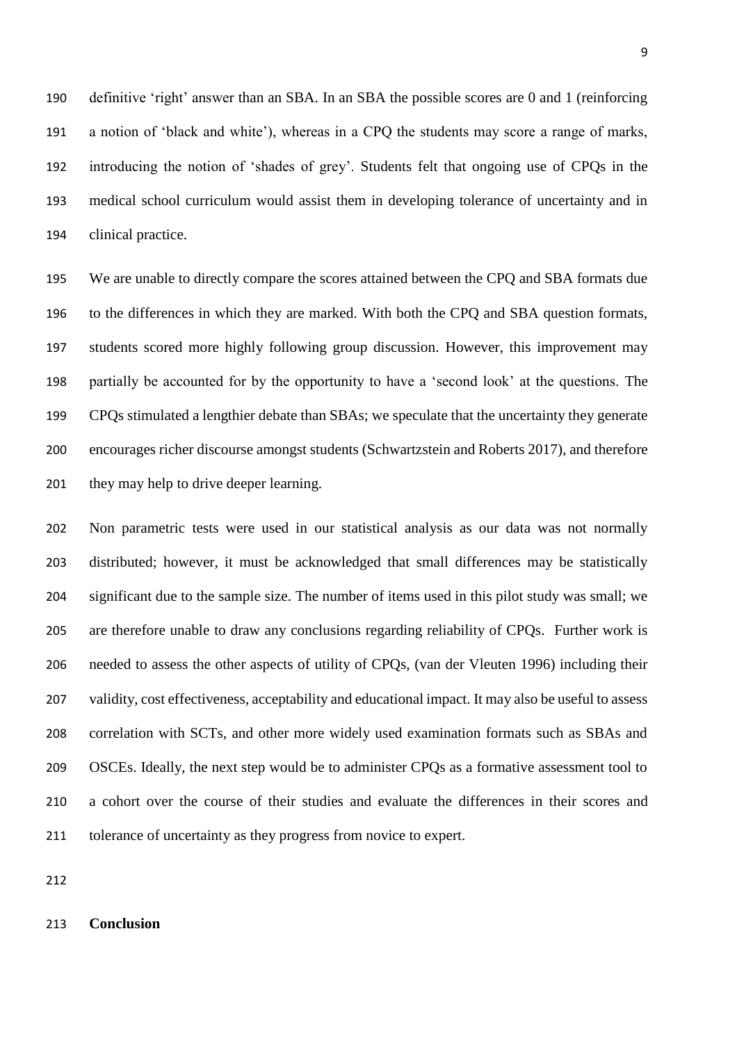definitive 'right' answer than an SBA. In an SBA the possible scores are 0 and 1 (reinforcing a notion of 'black and white'), whereas in a CPQ the students may score a range of marks, introducing the notion of 'shades of grey'. Students felt that ongoing use of CPQs in the medical school curriculum would assist them in developing tolerance of uncertainty and in clinical practice.

We are unable to directly compare the scores attained between the CPQ and SBA formats due to the differences in which they are marked. With both the CPQ and SBA question formats, students scored more highly following group discussion. However, this improvement may partially be accounted for by the opportunity to have a 'second look' at the questions. The CPQs stimulated a lengthier debate than SBAs; we speculate that the uncertainty they generate encourages richer discourse amongst students (Schwartzstein and Roberts 2017), and therefore they may help to drive deeper learning.

Non parametric tests were used in our statistical analysis as our data was not normally distributed; however, it must be acknowledged that small differences may be statistically significant due to the sample size. The number of items used in this pilot study was small; we are therefore unable to draw any conclusions regarding reliability of CPQs. Further work is needed to assess the other aspects of utility of CPQs, (van der Vleuten 1996) including their validity, cost effectiveness, acceptability and educational impact. It may also be useful to assess correlation with SCTs, and other more widely used examination formats such as SBAs and OSCEs. Ideally, the next step would be to administer CPQs as a formative assessment tool to a cohort over the course of their studies and evaluate the differences in their scores and tolerance of uncertainty as they progress from novice to expert.

**Conclusion**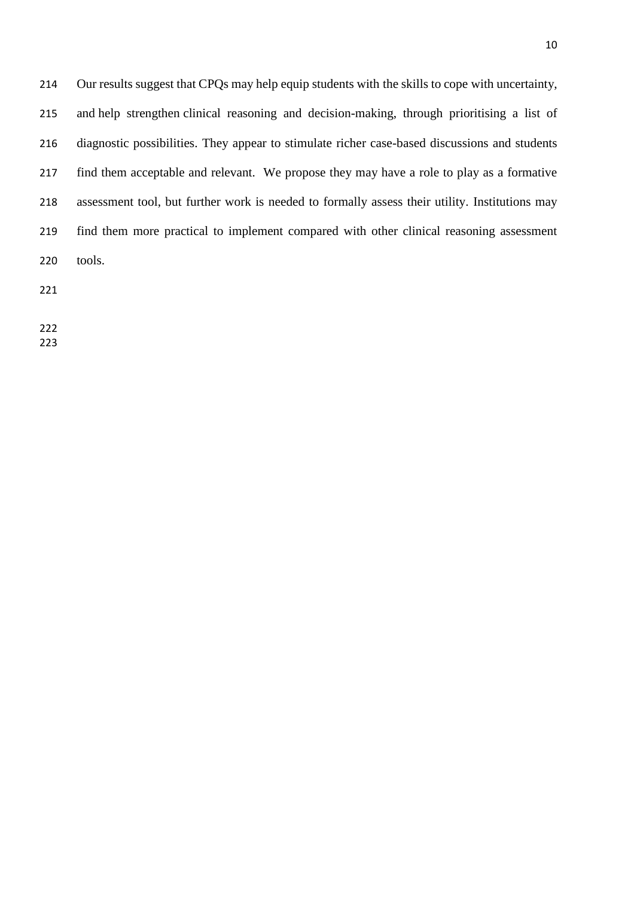Our results suggest that CPQs may help equip students with the skills to cope with uncertainty, and help strengthen clinical reasoning and decision-making, through prioritising a list of diagnostic possibilities. They appear to stimulate richer case-based discussions and students find them acceptable and relevant. We propose they may have a role to play as a formative assessment tool, but further work is needed to formally assess their utility. Institutions may find them more practical to implement compared with other clinical reasoning assessment tools.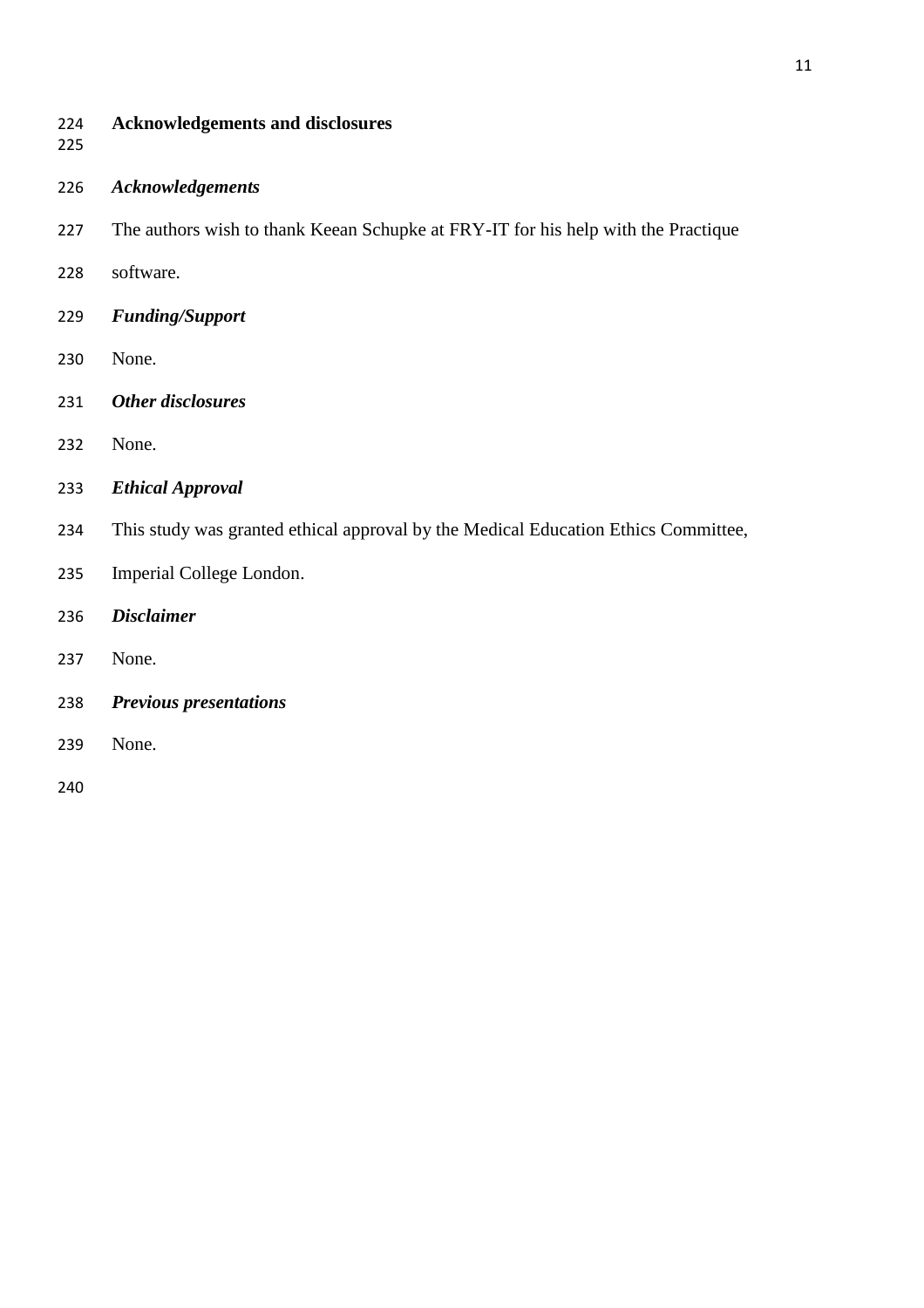## Acknowledgements and disclosures

### *Acknowledgements*

The authors wish to thank Keean Schupke at FRY-IT for his help with the Practique software.

### *Funding/Support*

None.

### *Other disclosures*

None.

### *Ethical Approval*

This study was granted ethical approval by the Medical Education Ethics Committee, Imperial College London.

### *Disclaimer*

None.

### *Previous presentations*

None.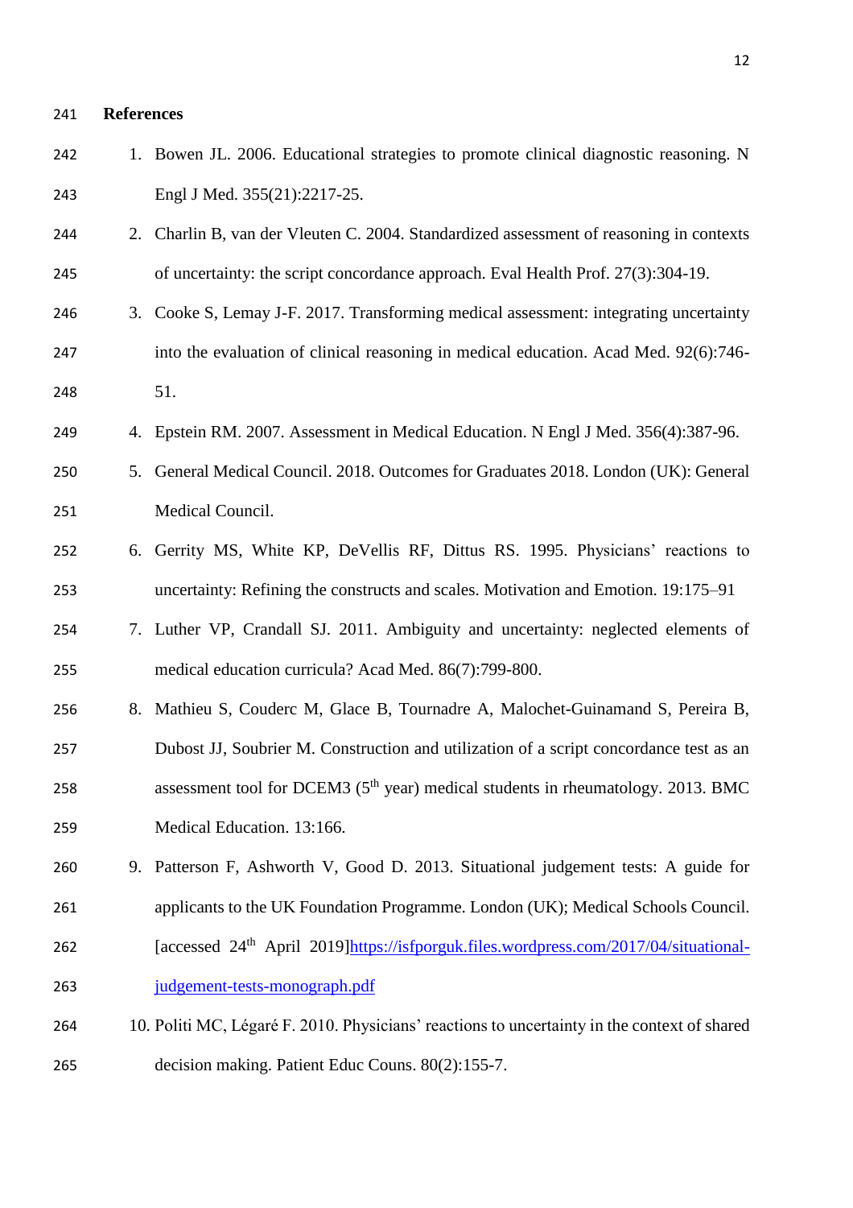## References

1. Bowen JL. 2006. Educational strategies to promote clinical diagnostic reasoning. N Engl J Med. 355(21):2217-25.
2. Charlin B, van der Vleuten C. 2004. Standardized assessment of reasoning in contexts of uncertainty: the script concordance approach. Eval Health Prof. 27(3):304-19.
3. Cooke S, Lemay J-F. 2017. Transforming medical assessment: integrating uncertainty into the evaluation of clinical reasoning in medical education. Acad Med. 92(6):746-51.
4. Epstein RM. 2007. Assessment in Medical Education. N Engl J Med. 356(4):387-96.
5. General Medical Council. 2018. Outcomes for Graduates 2018. London (UK): General Medical Council.
6. Gerrity MS, White KP, DeVellis RF, Dittus RS. 1995. Physicians' reactions to uncertainty: Refining the constructs and scales. Motivation and Emotion. 19:175–91
7. Luther VP, Crandall SJ. 2011. Ambiguity and uncertainty: neglected elements of medical education curricula? Acad Med. 86(7):799-800.
8. Mathieu S, Couderc M, Glace B, Tournadre A, Malochet-Guinamand S, Pereira B, Dubost JJ, Soubrier M. Construction and utilization of a script concordance test as an assessment tool for DCEM3 (5th year) medical students in rheumatology. 2013. BMC Medical Education. 13:166.
9. Patterson F, Ashworth V, Good D. 2013. Situational judgement tests: A guide for applicants to the UK Foundation Programme. London (UK); Medical Schools Council. [accessed 24th April 2019]https://isfporguk.files.wordpress.com/2017/04/situational-judgement-tests-monograph.pdf
10. Politi MC, Légaré F. 2010. Physicians' reactions to uncertainty in the context of shared decision making. Patient Educ Couns. 80(2):155-7.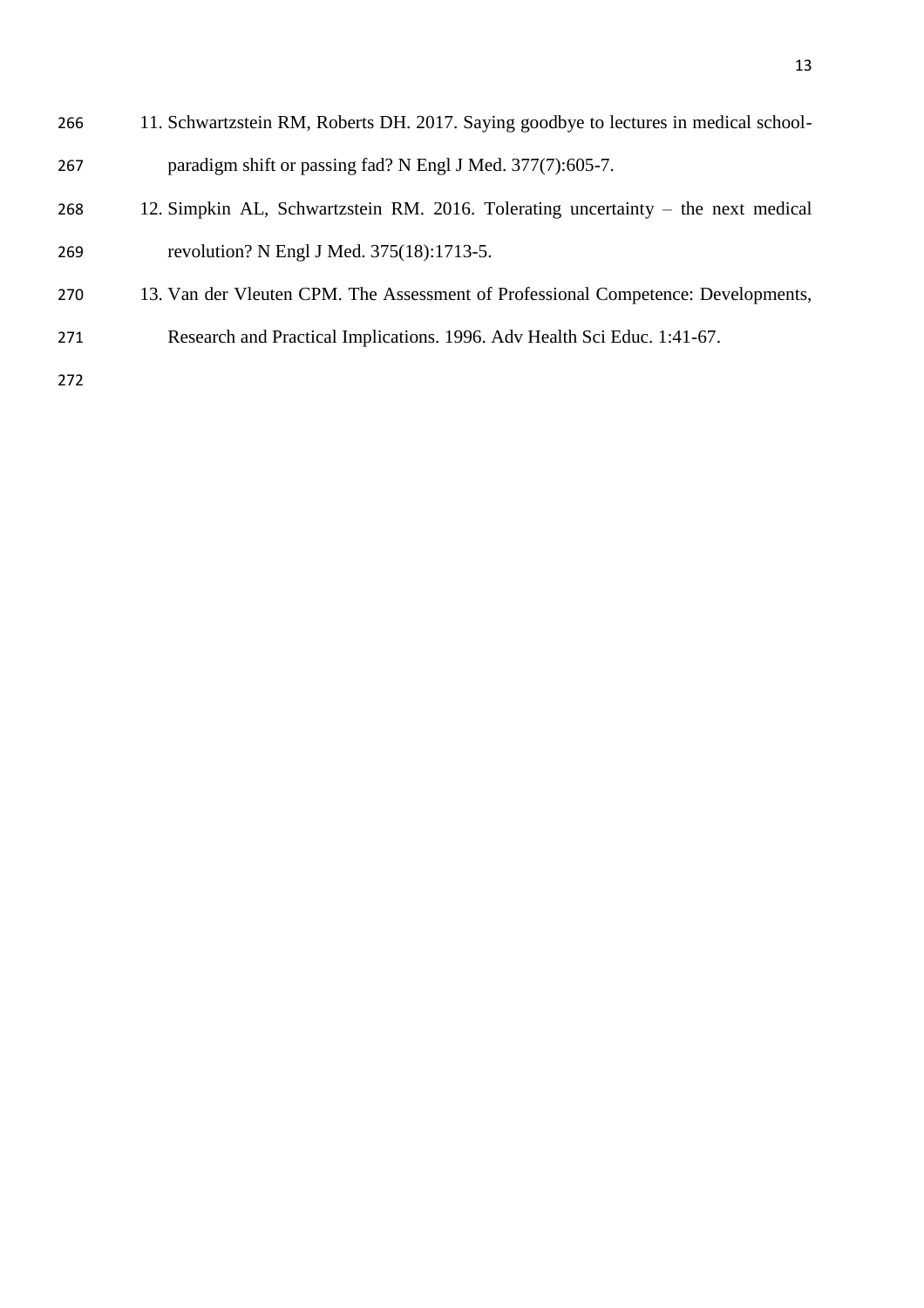11. Schwartzstein RM, Roberts DH. 2017. Saying goodbye to lectures in medical school-paradigm shift or passing fad? N Engl J Med. 377(7):605-7.
12. Simpkin AL, Schwartzstein RM. 2016. Tolerating uncertainty – the next medical revolution? N Engl J Med. 375(18):1713-5.
13. Van der Vleuten CPM. The Assessment of Professional Competence: Developments, Research and Practical Implications. 1996. Adv Health Sci Educ. 1:41-67.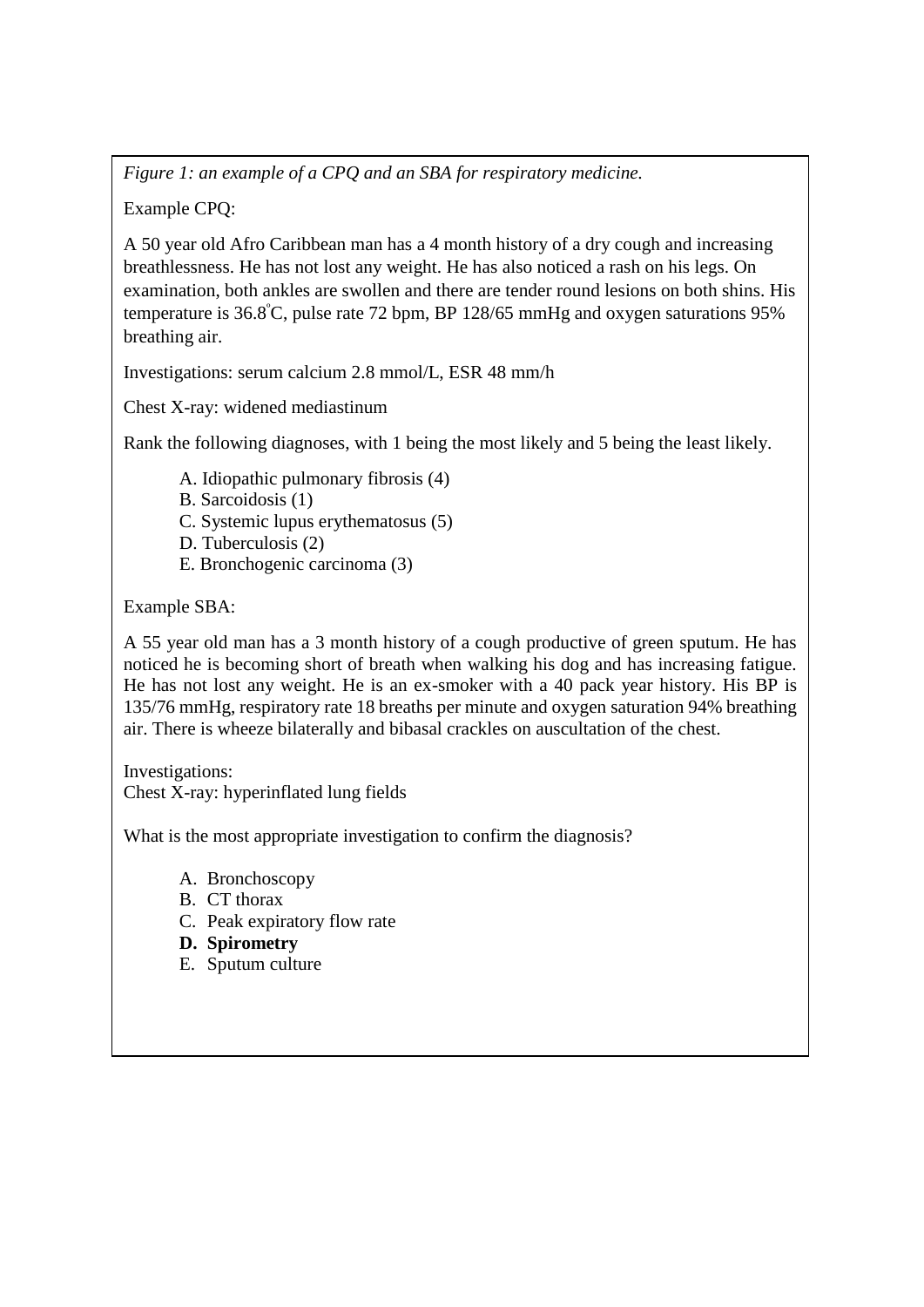*Figure 1: an example of a CPQ and an SBA for respiratory medicine.*

Example CPQ:

A 50 year old Afro Caribbean man has a 4 month history of a dry cough and increasing breathlessness. He has not lost any weight. He has also noticed a rash on his legs. On examination, both ankles are swollen and there are tender round lesions on both shins. His temperature is 36.8°C, pulse rate 72 bpm, BP 128/65 mmHg and oxygen saturations 95% breathing air.

Investigations: serum calcium 2.8 mmol/L, ESR 48 mm/h

Chest X-ray: widened mediastinum

Rank the following diagnoses, with 1 being the most likely and 5 being the least likely.

A. Idiopathic pulmonary fibrosis (4)
B. Sarcoidosis (1)
C. Systemic lupus erythematosus (5)
D. Tuberculosis (2)
E. Bronchogenic carcinoma (3)

Example SBA:

A 55 year old man has a 3 month history of a cough productive of green sputum. He has noticed he is becoming short of breath when walking his dog and has increasing fatigue. He has not lost any weight. He is an ex-smoker with a 40 pack year history. His BP is 135/76 mmHg, respiratory rate 18 breaths per minute and oxygen saturation 94% breathing air. There is wheeze bilaterally and bibasal crackles on auscultation of the chest.

Investigations:
Chest X-ray: hyperinflated lung fields

What is the most appropriate investigation to confirm the diagnosis?

A. Bronchoscopy
B. CT thorax
C. Peak expiratory flow rate
**D. Spirometry**
E. Sputum culture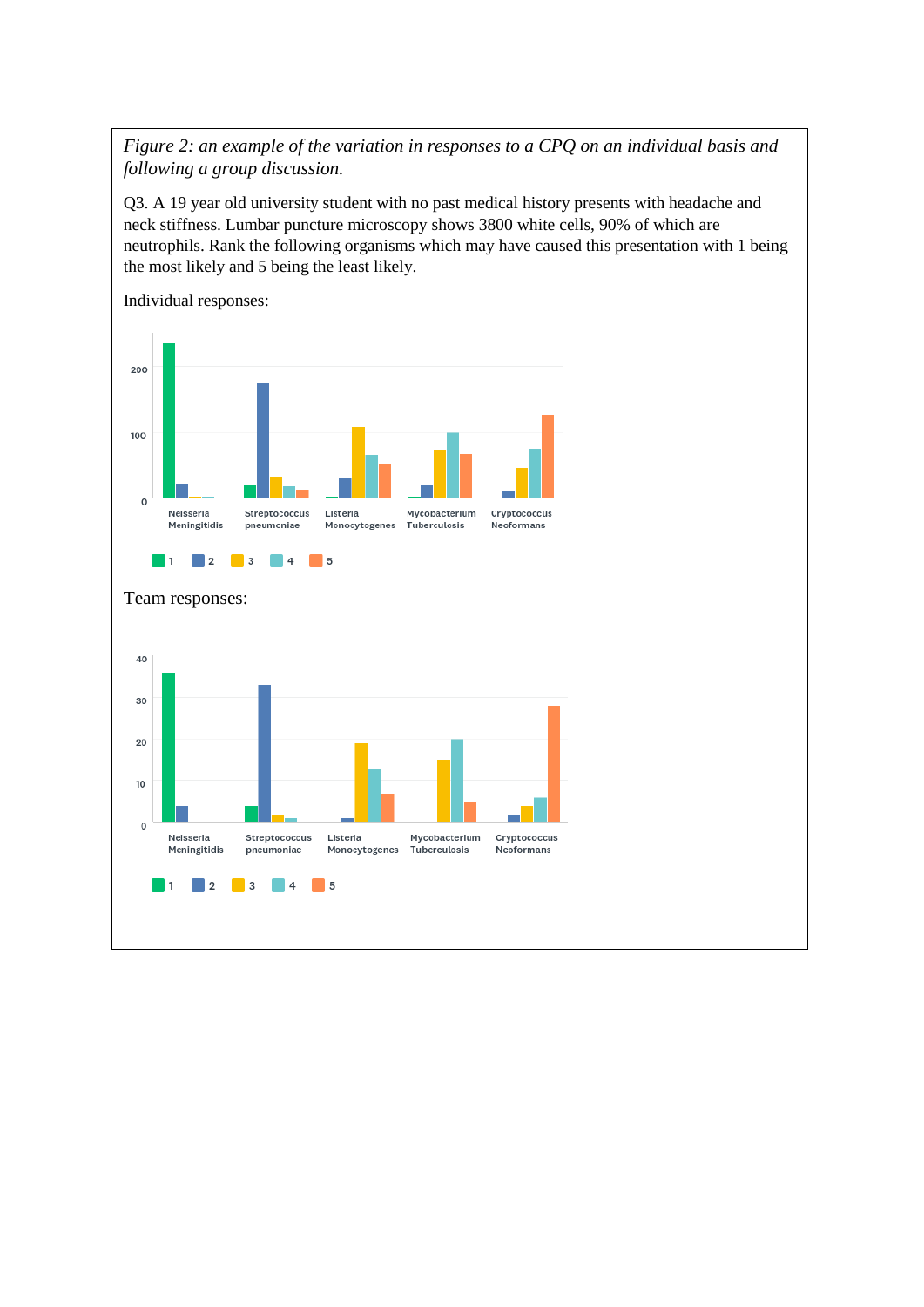*Figure 2: an example of the variation in responses to a CPQ on an individual basis and following a group discussion.*

Q3. A 19 year old university student with no past medical history presents with headache and neck stiffness. Lumbar puncture microscopy shows 3800 white cells, 90% of which are neutrophils. Rank the following organisms which may have caused this presentation with 1 being the most likely and 5 being the least likely.

Individual responses:

Team responses: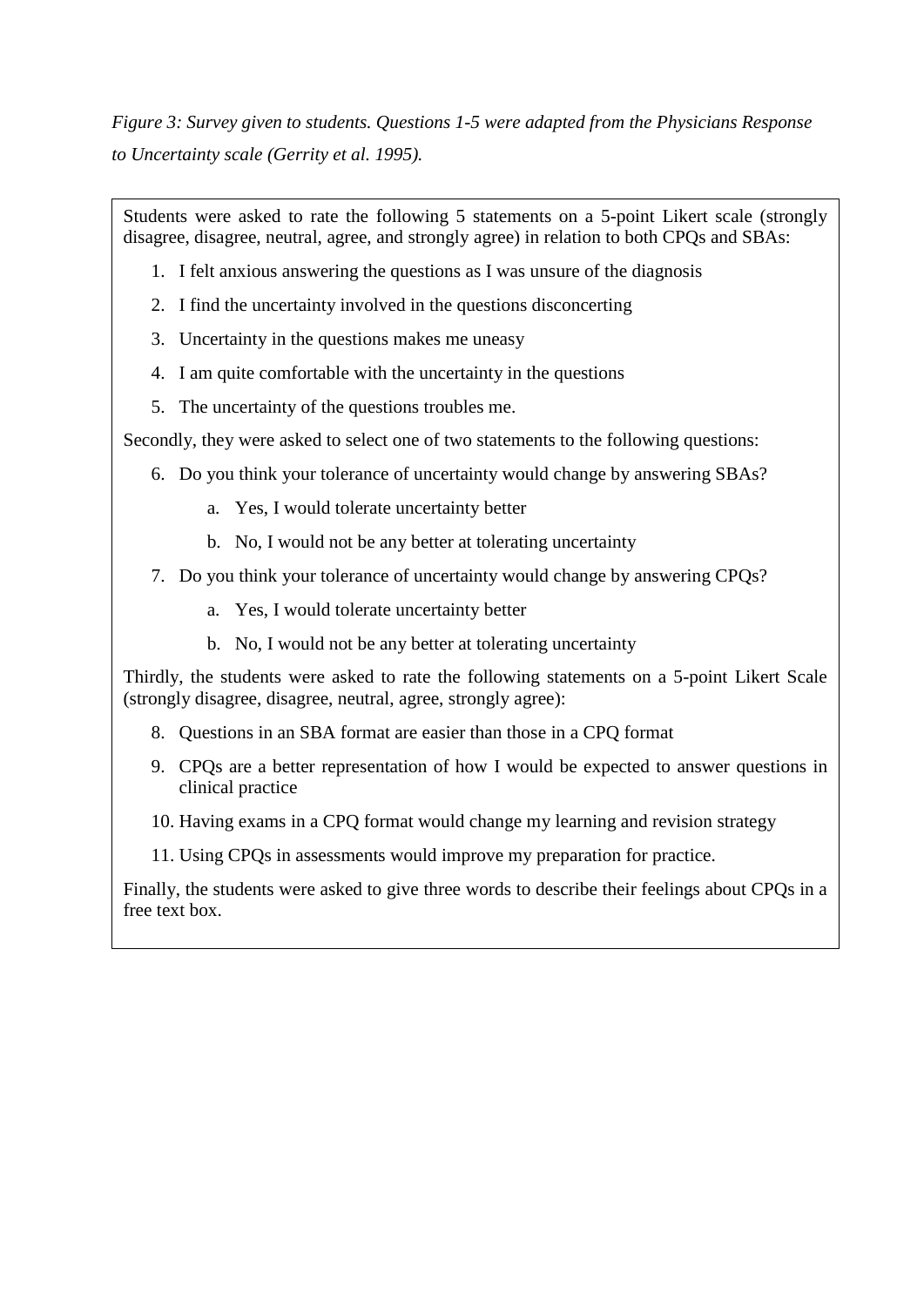*Figure 3: Survey given to students. Questions 1-5 were adapted from the Physicians Response to Uncertainty scale (Gerrity et al. 1995).*

Students were asked to rate the following 5 statements on a 5-point Likert scale (strongly disagree, disagree, neutral, agree, and strongly agree) in relation to both CPQs and SBAs:

1. I felt anxious answering the questions as I was unsure of the diagnosis
2. I find the uncertainty involved in the questions disconcerting
3. Uncertainty in the questions makes me uneasy
4. I am quite comfortable with the uncertainty in the questions
5. The uncertainty of the questions troubles me.

Secondly, they were asked to select one of two statements to the following questions:

6. Do you think your tolerance of uncertainty would change by answering SBAs?
    a. Yes, I would tolerate uncertainty better
    b. No, I would not be any better at tolerating uncertainty
7. Do you think your tolerance of uncertainty would change by answering CPQs?
    a. Yes, I would tolerate uncertainty better
    b. No, I would not be any better at tolerating uncertainty

Thirdly, the students were asked to rate the following statements on a 5-point Likert Scale (strongly disagree, disagree, neutral, agree, strongly agree):

8. Questions in an SBA format are easier than those in a CPQ format
9. CPQs are a better representation of how I would be expected to answer questions in clinical practice
10. Having exams in a CPQ format would change my learning and revision strategy
11. Using CPQs in assessments would improve my preparation for practice.

Finally, the students were asked to give three words to describe their feelings about CPQs in a free text box.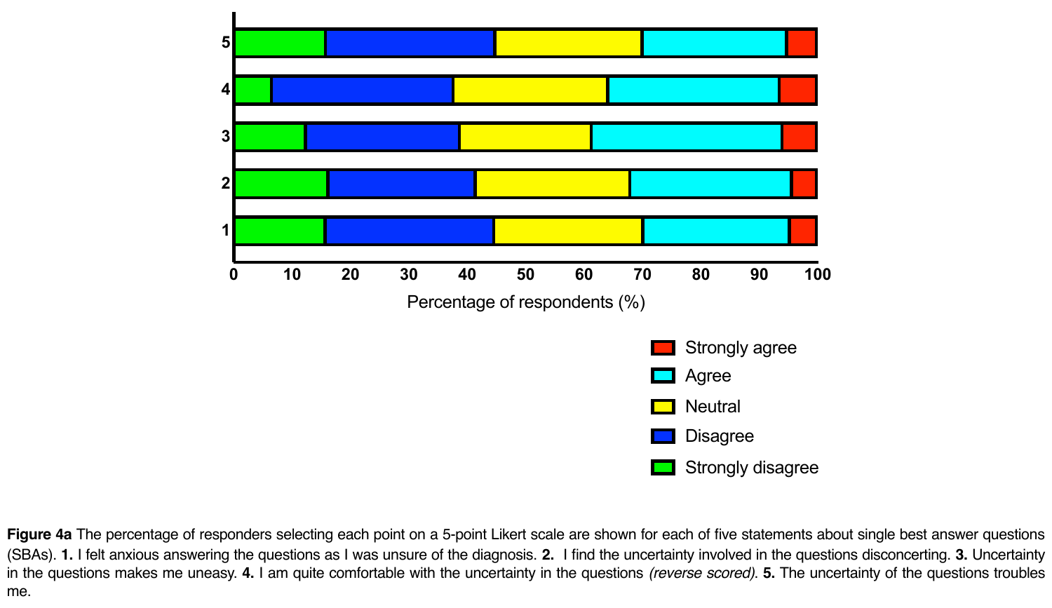**Figure 4a** The percentage of responders selecting each point on a 5-point Likert scale are shown for each of five statements about single best answer questions (SBAs). **1.** I felt anxious answering the questions as I was unsure of the diagnosis. **2.** I find the uncertainty involved in the questions disconcerting. **3.** Uncertainty in the questions makes me uneasy. **4.** I am quite comfortable with the uncertainty in the questions *(reverse scored)*. **5.** The uncertainty of the questions troubles me.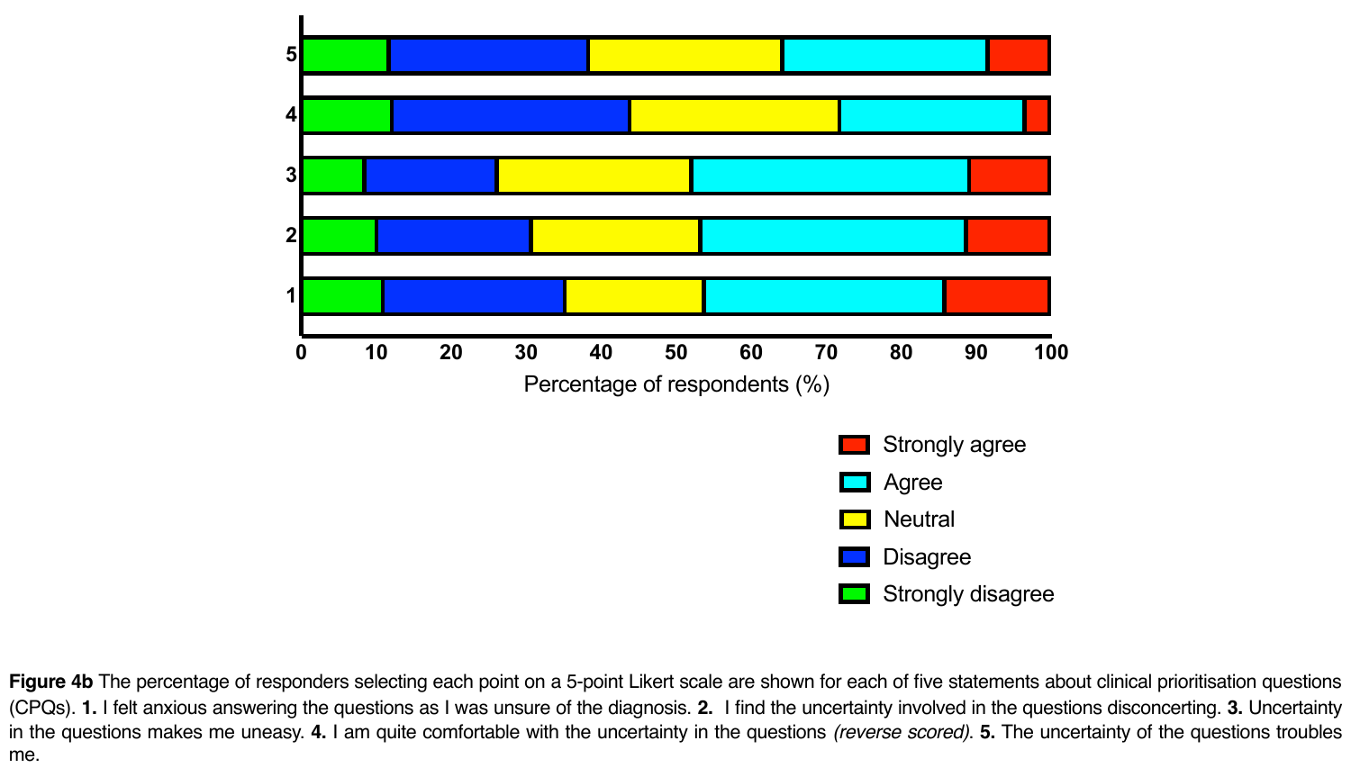5
4
3
2
1

0 10 20 30 40 50 60 70 80 90 100

Percentage of respondents (%)

Strongly agree
Agree
Neutral
Disagree
Strongly disagree

**Figure 4b** The percentage of responders selecting each point on a 5-point Likert scale are shown for each of five statements about clinical prioritisation questions (CPQs). **1.** I felt anxious answering the questions as I was unsure of the diagnosis. **2.** I find the uncertainty involved in the questions disconcerting. **3.** Uncertainty in the questions makes me uneasy. **4.** I am quite comfortable with the uncertainty in the questions *(reverse scored)*. **5.** The uncertainty of the questions troubles me.